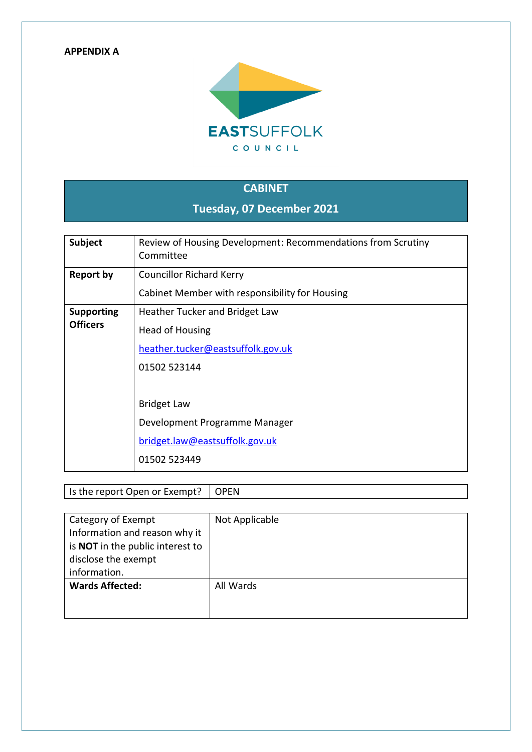**APPENDIX A**

EASTSUFFOLK
COUNCIL

## CABINET

### Tuesday, 07 December 2021

| **Subject** | Review of Housing Development: Recommendations from Scrutiny Committee |
|---|---|
| **Report by** | Councillor Richard Kerry<br><br>Cabinet Member with responsibility for Housing |
| **Supporting Officers** | Heather Tucker and Bridget Law<br><br>Head of Housing<br><br>heather.tucker@eastsuffolk.gov.uk<br><br>01502 523144<br><br><br>Bridget Law<br><br>Development Programme Manager<br><br>bridget.law@eastsuffolk.gov.uk<br><br>01502 523449 |

| Is the report Open or Exempt? | OPEN |
|---|---|

| Category of Exempt Information and reason why it is **NOT** in the public interest to disclose the exempt information. | Not Applicable |
|---|---|
| **Wards Affected:** | All Wards |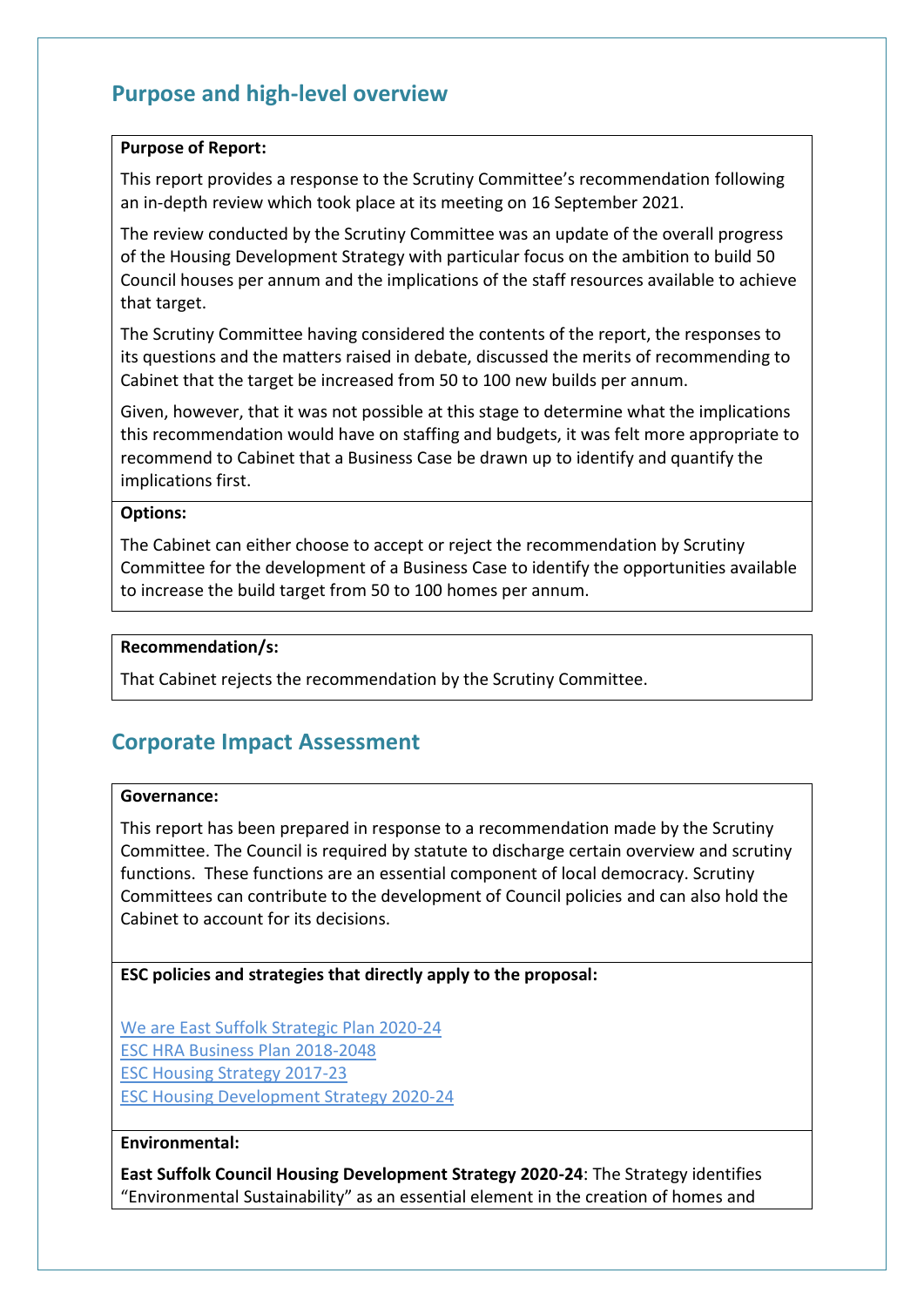## Purpose and high-level overview

**Purpose of Report:**

This report provides a response to the Scrutiny Committee's recommendation following an in-depth review which took place at its meeting on 16 September 2021.

The review conducted by the Scrutiny Committee was an update of the overall progress of the Housing Development Strategy with particular focus on the ambition to build 50 Council houses per annum and the implications of the staff resources available to achieve that target.

The Scrutiny Committee having considered the contents of the report, the responses to its questions and the matters raised in debate, discussed the merits of recommending to Cabinet that the target be increased from 50 to 100 new builds per annum.

Given, however, that it was not possible at this stage to determine what the implications this recommendation would have on staffing and budgets, it was felt more appropriate to recommend to Cabinet that a Business Case be drawn up to identify and quantify the implications first.

**Options:**

The Cabinet can either choose to accept or reject the recommendation by Scrutiny Committee for the development of a Business Case to identify the opportunities available to increase the build target from 50 to 100 homes per annum.

**Recommendation/s:**

That Cabinet rejects the recommendation by the Scrutiny Committee.

## Corporate Impact Assessment

**Governance:**

This report has been prepared in response to a recommendation made by the Scrutiny Committee. The Council is required by statute to discharge certain overview and scrutiny functions. These functions are an essential component of local democracy. Scrutiny Committees can contribute to the development of Council policies and can also hold the Cabinet to account for its decisions.

**ESC policies and strategies that directly apply to the proposal:**

We are East Suffolk Strategic Plan 2020-24
ESC HRA Business Plan 2018-2048
ESC Housing Strategy 2017-23
ESC Housing Development Strategy 2020-24

**Environmental:**

**East Suffolk Council Housing Development Strategy 2020-24**: The Strategy identifies "Environmental Sustainability" as an essential element in the creation of homes and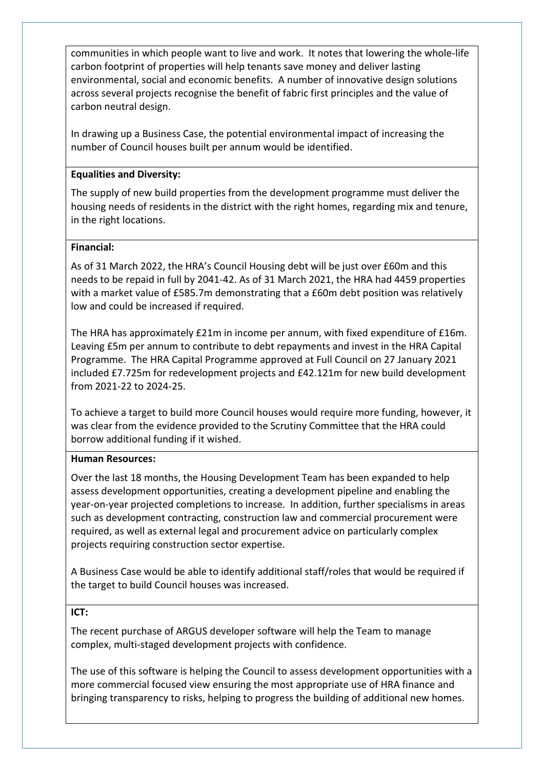communities in which people want to live and work. It notes that lowering the whole-life carbon footprint of properties will help tenants save money and deliver lasting environmental, social and economic benefits. A number of innovative design solutions across several projects recognise the benefit of fabric first principles and the value of carbon neutral design.

In drawing up a Business Case, the potential environmental impact of increasing the number of Council houses built per annum would be identified.

**Equalities and Diversity:**

The supply of new build properties from the development programme must deliver the housing needs of residents in the district with the right homes, regarding mix and tenure, in the right locations.

**Financial:**

As of 31 March 2022, the HRA's Council Housing debt will be just over £60m and this needs to be repaid in full by 2041-42. As of 31 March 2021, the HRA had 4459 properties with a market value of £585.7m demonstrating that a £60m debt position was relatively low and could be increased if required.

The HRA has approximately £21m in income per annum, with fixed expenditure of £16m. Leaving £5m per annum to contribute to debt repayments and invest in the HRA Capital Programme. The HRA Capital Programme approved at Full Council on 27 January 2021 included £7.725m for redevelopment projects and £42.121m for new build development from 2021-22 to 2024-25.

To achieve a target to build more Council houses would require more funding, however, it was clear from the evidence provided to the Scrutiny Committee that the HRA could borrow additional funding if it wished.

**Human Resources:**

Over the last 18 months, the Housing Development Team has been expanded to help assess development opportunities, creating a development pipeline and enabling the year-on-year projected completions to increase. In addition, further specialisms in areas such as development contracting, construction law and commercial procurement were required, as well as external legal and procurement advice on particularly complex projects requiring construction sector expertise.

A Business Case would be able to identify additional staff/roles that would be required if the target to build Council houses was increased.

**ICT:**

The recent purchase of ARGUS developer software will help the Team to manage complex, multi-staged development projects with confidence.

The use of this software is helping the Council to assess development opportunities with a more commercial focused view ensuring the most appropriate use of HRA finance and bringing transparency to risks, helping to progress the building of additional new homes.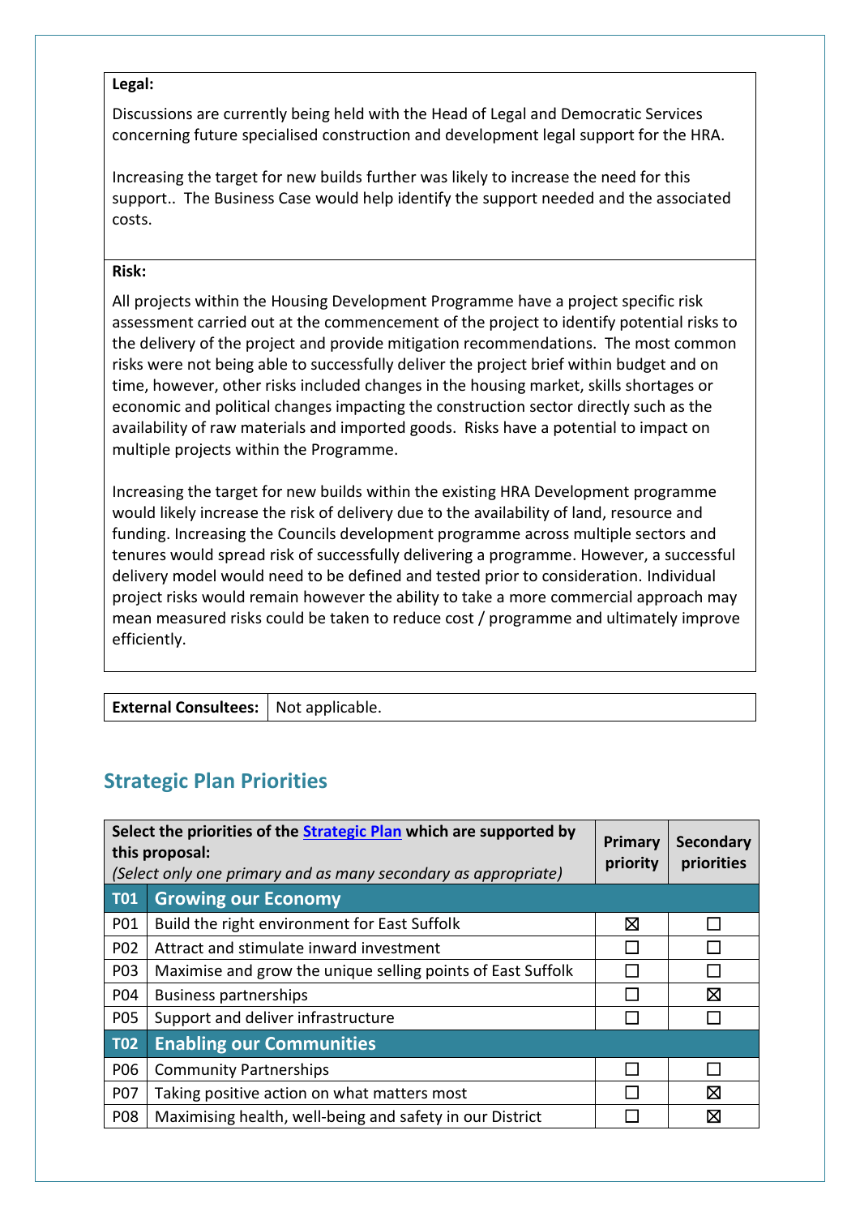**Legal:**

Discussions are currently being held with the Head of Legal and Democratic Services concerning future specialised construction and development legal support for the HRA.

Increasing the target for new builds further was likely to increase the need for this support.. The Business Case would help identify the support needed and the associated costs.

**Risk:**

All projects within the Housing Development Programme have a project specific risk assessment carried out at the commencement of the project to identify potential risks to the delivery of the project and provide mitigation recommendations. The most common risks were not being able to successfully deliver the project brief within budget and on time, however, other risks included changes in the housing market, skills shortages or economic and political changes impacting the construction sector directly such as the availability of raw materials and imported goods. Risks have a potential to impact on multiple projects within the Programme.

Increasing the target for new builds within the existing HRA Development programme would likely increase the risk of delivery due to the availability of land, resource and funding. Increasing the Councils development programme across multiple sectors and tenures would spread risk of successfully delivering a programme. However, a successful delivery model would need to be defined and tested prior to consideration. Individual project risks would remain however the ability to take a more commercial approach may mean measured risks could be taken to reduce cost / programme and ultimately improve efficiently.

| **External Consultees:** | Not applicable. |
|---|---|

## Strategic Plan Priorities

| **Select the priorities of the Strategic Plan which are supported by this proposal:** *(Select only one primary and as many secondary as appropriate)* | | **Primary priority** | **Secondary priorities** |
|---|---|---|---|
| **T01** | **Growing our Economy** | | |
| P01 | Build the right environment for East Suffolk | ☒ | ☐ |
| P02 | Attract and stimulate inward investment | ☐ | ☐ |
| P03 | Maximise and grow the unique selling points of East Suffolk | ☐ | ☐ |
| P04 | Business partnerships | ☐ | ☒ |
| P05 | Support and deliver infrastructure | ☐ | ☐ |
| **T02** | **Enabling our Communities** | | |
| P06 | Community Partnerships | ☐ | ☐ |
| P07 | Taking positive action on what matters most | ☐ | ☒ |
| P08 | Maximising health, well-being and safety in our District | ☐ | ☒ |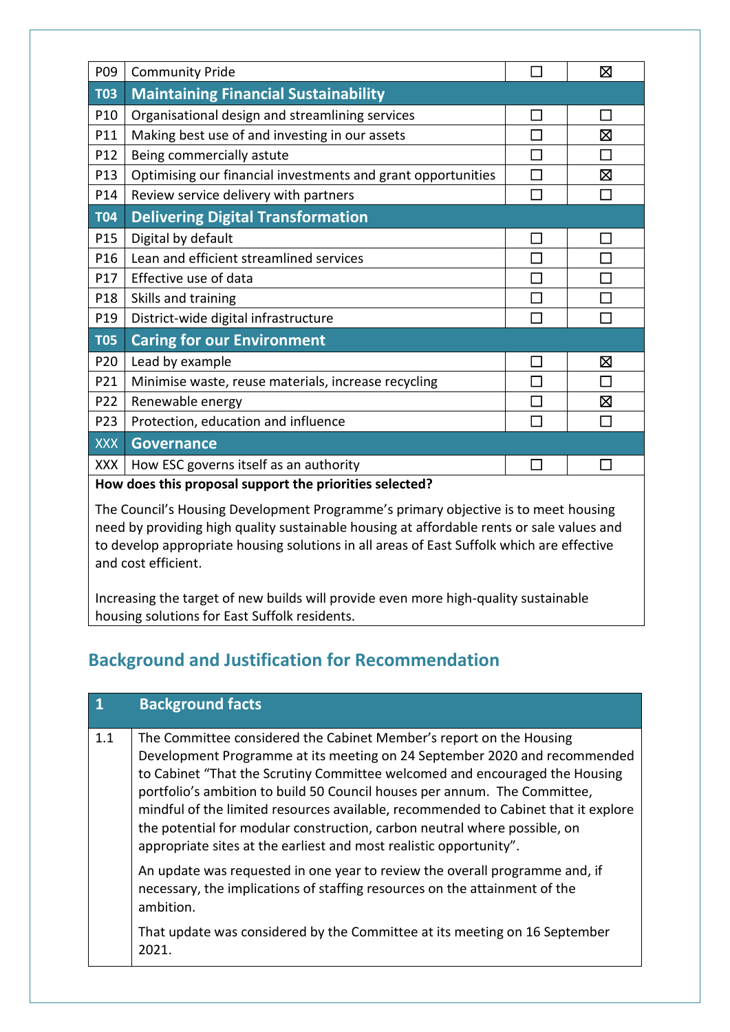| | | | |
|---|---|---|---|
| P09 | Community Pride | ☐ | ☒ |
| **T03** | **Maintaining Financial Sustainability** | | |
| P10 | Organisational design and streamlining services | ☐ | ☐ |
| P11 | Making best use of and investing in our assets | ☐ | ☒ |
| P12 | Being commercially astute | ☐ | ☐ |
| P13 | Optimising our financial investments and grant opportunities | ☐ | ☒ |
| P14 | Review service delivery with partners | ☐ | ☐ |
| **T04** | **Delivering Digital Transformation** | | |
| P15 | Digital by default | ☐ | ☐ |
| P16 | Lean and efficient streamlined services | ☐ | ☐ |
| P17 | Effective use of data | ☐ | ☐ |
| P18 | Skills and training | ☐ | ☐ |
| P19 | District-wide digital infrastructure | ☐ | ☐ |
| **T05** | **Caring for our Environment** | | |
| P20 | Lead by example | ☐ | ☒ |
| P21 | Minimise waste, reuse materials, increase recycling | ☐ | ☐ |
| P22 | Renewable energy | ☐ | ☒ |
| P23 | Protection, education and influence | ☐ | ☐ |
| XXX | **Governance** | | |
| XXX | How ESC governs itself as an authority | ☐ | ☐ |

**How does this proposal support the priorities selected?**

The Council's Housing Development Programme's primary objective is to meet housing need by providing high quality sustainable housing at affordable rents or sale values and to develop appropriate housing solutions in all areas of East Suffolk which are effective and cost efficient.

Increasing the target of new builds will provide even more high-quality sustainable housing solutions for East Suffolk residents.

## Background and Justification for Recommendation

| 1 | Background facts |
|---|---|
| 1.1 | The Committee considered the Cabinet Member's report on the Housing Development Programme at its meeting on 24 September 2020 and recommended to Cabinet "That the Scrutiny Committee welcomed and encouraged the Housing portfolio's ambition to build 50 Council houses per annum. The Committee, mindful of the limited resources available, recommended to Cabinet that it explore the potential for modular construction, carbon neutral where possible, on appropriate sites at the earliest and most realistic opportunity".<br><br>An update was requested in one year to review the overall programme and, if necessary, the implications of staffing resources on the attainment of the ambition.<br><br>That update was considered by the Committee at its meeting on 16 September 2021. |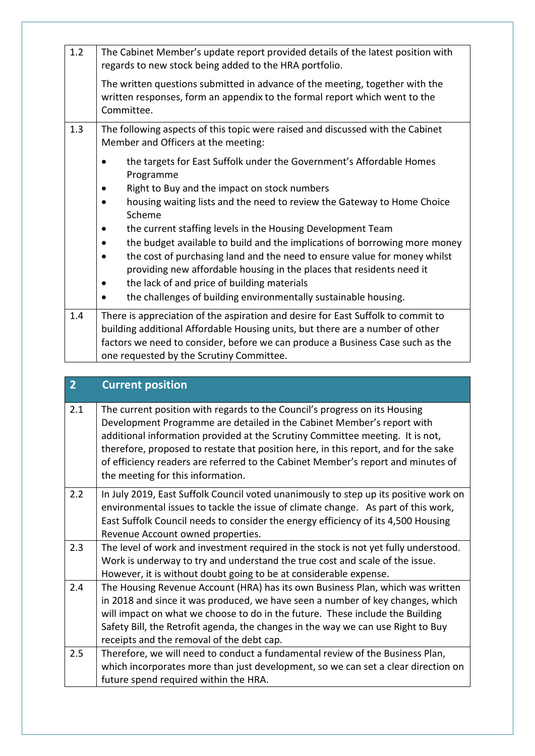| | |
|---|---|
| 1.2 | The Cabinet Member's update report provided details of the latest position with regards to new stock being added to the HRA portfolio.<br><br>The written questions submitted in advance of the meeting, together with the written responses, form an appendix to the formal report which went to the Committee. |
| 1.3 | The following aspects of this topic were raised and discussed with the Cabinet Member and Officers at the meeting:<br><br>• the targets for East Suffolk under the Government's Affordable Homes Programme<br>• Right to Buy and the impact on stock numbers<br>• housing waiting lists and the need to review the Gateway to Home Choice Scheme<br>• the current staffing levels in the Housing Development Team<br>• the budget available to build and the implications of borrowing more money<br>• the cost of purchasing land and the need to ensure value for money whilst providing new affordable housing in the places that residents need it<br>• the lack of and price of building materials<br>• the challenges of building environmentally sustainable housing. |
| 1.4 | There is appreciation of the aspiration and desire for East Suffolk to commit to building additional Affordable Housing units, but there are a number of other factors we need to consider, before we can produce a Business Case such as the one requested by the Scrutiny Committee. |

| 2 | Current position |
|---|---|
| 2.1 | The current position with regards to the Council's progress on its Housing Development Programme are detailed in the Cabinet Member's report with additional information provided at the Scrutiny Committee meeting. It is not, therefore, proposed to restate that position here, in this report, and for the sake of efficiency readers are referred to the Cabinet Member's report and minutes of the meeting for this information. |
| 2.2 | In July 2019, East Suffolk Council voted unanimously to step up its positive work on environmental issues to tackle the issue of climate change. As part of this work, East Suffolk Council needs to consider the energy efficiency of its 4,500 Housing Revenue Account owned properties. |
| 2.3 | The level of work and investment required in the stock is not yet fully understood. Work is underway to try and understand the true cost and scale of the issue. However, it is without doubt going to be at considerable expense. |
| 2.4 | The Housing Revenue Account (HRA) has its own Business Plan, which was written in 2018 and since it was produced, we have seen a number of key changes, which will impact on what we choose to do in the future. These include the Building Safety Bill, the Retrofit agenda, the changes in the way we can use Right to Buy receipts and the removal of the debt cap. |
| 2.5 | Therefore, we will need to conduct a fundamental review of the Business Plan, which incorporates more than just development, so we can set a clear direction on future spend required within the HRA. |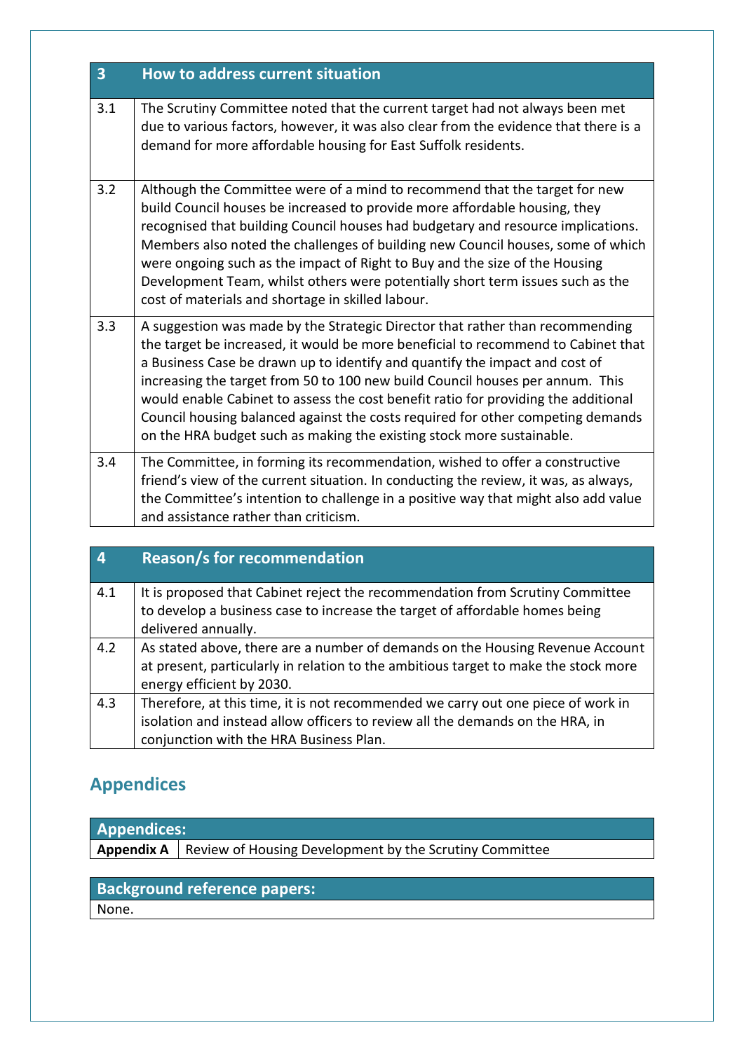| 3 | How to address current situation |
|---|---|
| 3.1 | The Scrutiny Committee noted that the current target had not always been met due to various factors, however, it was also clear from the evidence that there is a demand for more affordable housing for East Suffolk residents. |
| 3.2 | Although the Committee were of a mind to recommend that the target for new build Council houses be increased to provide more affordable housing, they recognised that building Council houses had budgetary and resource implications. Members also noted the challenges of building new Council houses, some of which were ongoing such as the impact of Right to Buy and the size of the Housing Development Team, whilst others were potentially short term issues such as the cost of materials and shortage in skilled labour. |
| 3.3 | A suggestion was made by the Strategic Director that rather than recommending the target be increased, it would be more beneficial to recommend to Cabinet that a Business Case be drawn up to identify and quantify the impact and cost of increasing the target from 50 to 100 new build Council houses per annum. This would enable Cabinet to assess the cost benefit ratio for providing the additional Council housing balanced against the costs required for other competing demands on the HRA budget such as making the existing stock more sustainable. |
| 3.4 | The Committee, in forming its recommendation, wished to offer a constructive friend's view of the current situation. In conducting the review, it was, as always, the Committee's intention to challenge in a positive way that might also add value and assistance rather than criticism. |

| 4 | Reason/s for recommendation |
|---|---|
| 4.1 | It is proposed that Cabinet reject the recommendation from Scrutiny Committee to develop a business case to increase the target of affordable homes being delivered annually. |
| 4.2 | As stated above, there are a number of demands on the Housing Revenue Account at present, particularly in relation to the ambitious target to make the stock more energy efficient by 2030. |
| 4.3 | Therefore, at this time, it is not recommended we carry out one piece of work in isolation and instead allow officers to review all the demands on the HRA, in conjunction with the HRA Business Plan. |

## Appendices

| Appendices: | |
|---|---|
| **Appendix A** | Review of Housing Development by the Scrutiny Committee |

| Background reference papers: |
|---|
| None. |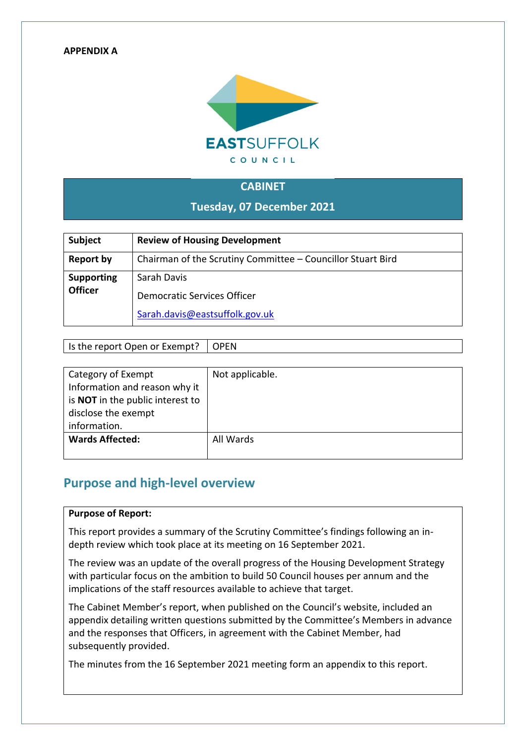**APPENDIX A**

EASTSUFFOLK COUNCIL

## CABINET

### Tuesday, 07 December 2021

| Subject | Review of Housing Development |
|---|---|
| Report by | Chairman of the Scrutiny Committee – Councillor Stuart Bird |
| Supporting Officer | Sarah Davis<br><br>Democratic Services Officer<br><br>Sarah.davis@eastsuffolk.gov.uk |

| Is the report Open or Exempt? | OPEN |
|---|---|

| Category of Exempt Information and reason why it is **NOT** in the public interest to disclose the exempt information. | Not applicable. |
|---|---|
| **Wards Affected:** | All Wards |

## Purpose and high-level overview

**Purpose of Report:**

This report provides a summary of the Scrutiny Committee's findings following an in-depth review which took place at its meeting on 16 September 2021.

The review was an update of the overall progress of the Housing Development Strategy with particular focus on the ambition to build 50 Council houses per annum and the implications of the staff resources available to achieve that target.

The Cabinet Member's report, when published on the Council's website, included an appendix detailing written questions submitted by the Committee's Members in advance and the responses that Officers, in agreement with the Cabinet Member, had subsequently provided.

The minutes from the 16 September 2021 meeting form an appendix to this report.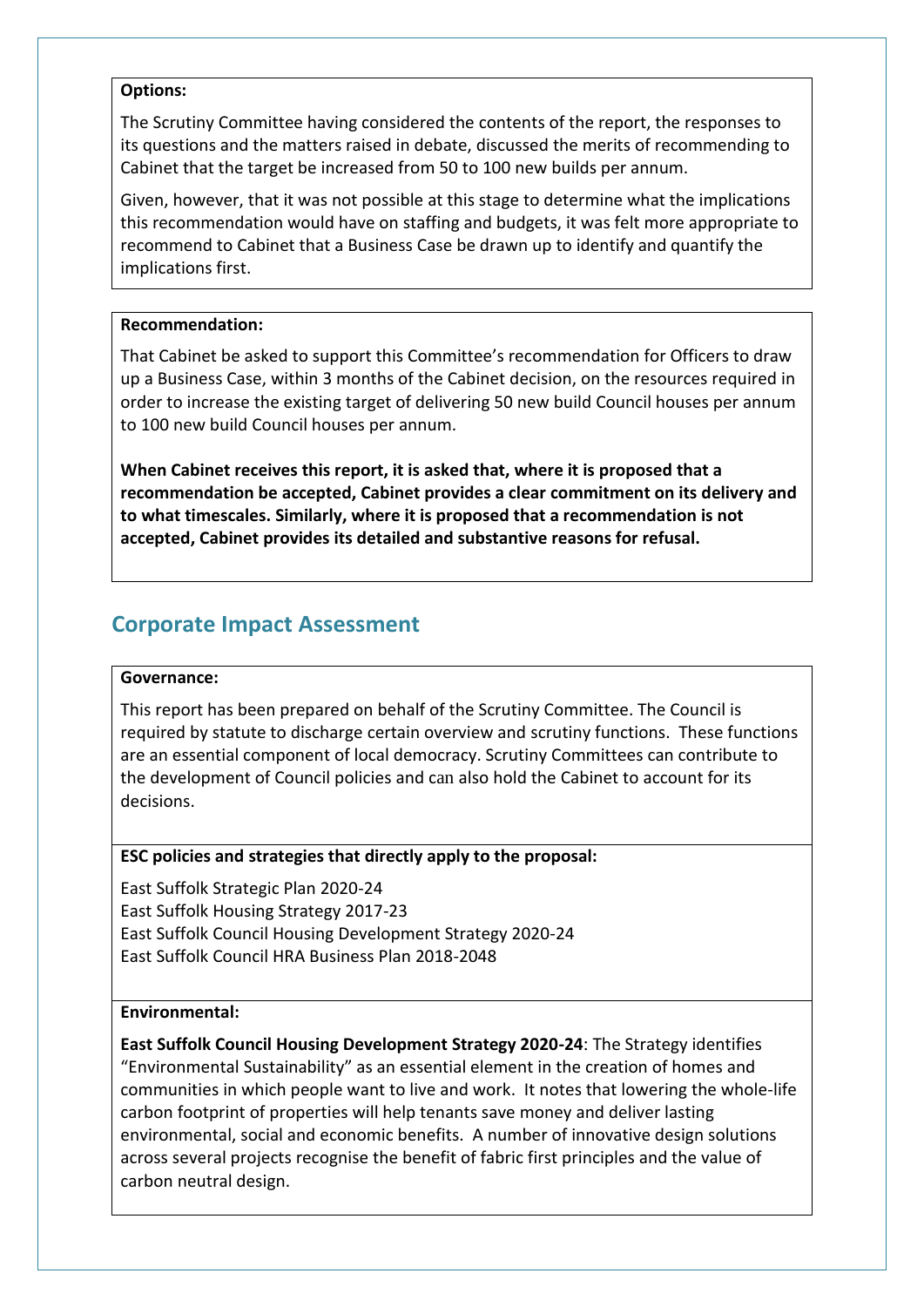**Options:**

The Scrutiny Committee having considered the contents of the report, the responses to its questions and the matters raised in debate, discussed the merits of recommending to Cabinet that the target be increased from 50 to 100 new builds per annum.

Given, however, that it was not possible at this stage to determine what the implications this recommendation would have on staffing and budgets, it was felt more appropriate to recommend to Cabinet that a Business Case be drawn up to identify and quantify the implications first.

**Recommendation:**

That Cabinet be asked to support this Committee's recommendation for Officers to draw up a Business Case, within 3 months of the Cabinet decision, on the resources required in order to increase the existing target of delivering 50 new build Council houses per annum to 100 new build Council houses per annum.

**When Cabinet receives this report, it is asked that, where it is proposed that a recommendation be accepted, Cabinet provides a clear commitment on its delivery and to what timescales. Similarly, where it is proposed that a recommendation is not accepted, Cabinet provides its detailed and substantive reasons for refusal.**

## Corporate Impact Assessment

**Governance:**

This report has been prepared on behalf of the Scrutiny Committee. The Council is required by statute to discharge certain overview and scrutiny functions. These functions are an essential component of local democracy. Scrutiny Committees can contribute to the development of Council policies and can also hold the Cabinet to account for its decisions.

**ESC policies and strategies that directly apply to the proposal:**

East Suffolk Strategic Plan 2020-24
East Suffolk Housing Strategy 2017-23
East Suffolk Council Housing Development Strategy 2020-24
East Suffolk Council HRA Business Plan 2018-2048

**Environmental:**

**East Suffolk Council Housing Development Strategy 2020-24**: The Strategy identifies "Environmental Sustainability" as an essential element in the creation of homes and communities in which people want to live and work. It notes that lowering the whole-life carbon footprint of properties will help tenants save money and deliver lasting environmental, social and economic benefits. A number of innovative design solutions across several projects recognise the benefit of fabric first principles and the value of carbon neutral design.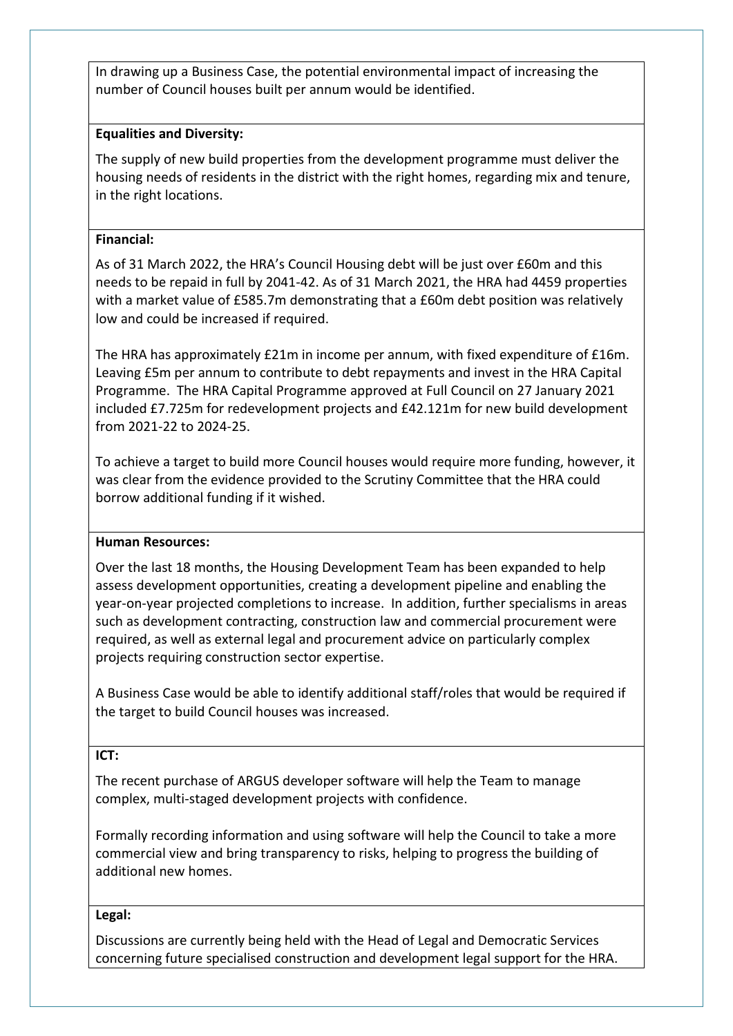In drawing up a Business Case, the potential environmental impact of increasing the number of Council houses built per annum would be identified.

**Equalities and Diversity:**

The supply of new build properties from the development programme must deliver the housing needs of residents in the district with the right homes, regarding mix and tenure, in the right locations.

**Financial:**

As of 31 March 2022, the HRA's Council Housing debt will be just over £60m and this needs to be repaid in full by 2041-42. As of 31 March 2021, the HRA had 4459 properties with a market value of £585.7m demonstrating that a £60m debt position was relatively low and could be increased if required.

The HRA has approximately £21m in income per annum, with fixed expenditure of £16m. Leaving £5m per annum to contribute to debt repayments and invest in the HRA Capital Programme. The HRA Capital Programme approved at Full Council on 27 January 2021 included £7.725m for redevelopment projects and £42.121m for new build development from 2021-22 to 2024-25.

To achieve a target to build more Council houses would require more funding, however, it was clear from the evidence provided to the Scrutiny Committee that the HRA could borrow additional funding if it wished.

**Human Resources:**

Over the last 18 months, the Housing Development Team has been expanded to help assess development opportunities, creating a development pipeline and enabling the year-on-year projected completions to increase. In addition, further specialisms in areas such as development contracting, construction law and commercial procurement were required, as well as external legal and procurement advice on particularly complex projects requiring construction sector expertise.

A Business Case would be able to identify additional staff/roles that would be required if the target to build Council houses was increased.

**ICT:**

The recent purchase of ARGUS developer software will help the Team to manage complex, multi-staged development projects with confidence.

Formally recording information and using software will help the Council to take a more commercial view and bring transparency to risks, helping to progress the building of additional new homes.

**Legal:**

Discussions are currently being held with the Head of Legal and Democratic Services concerning future specialised construction and development legal support for the HRA.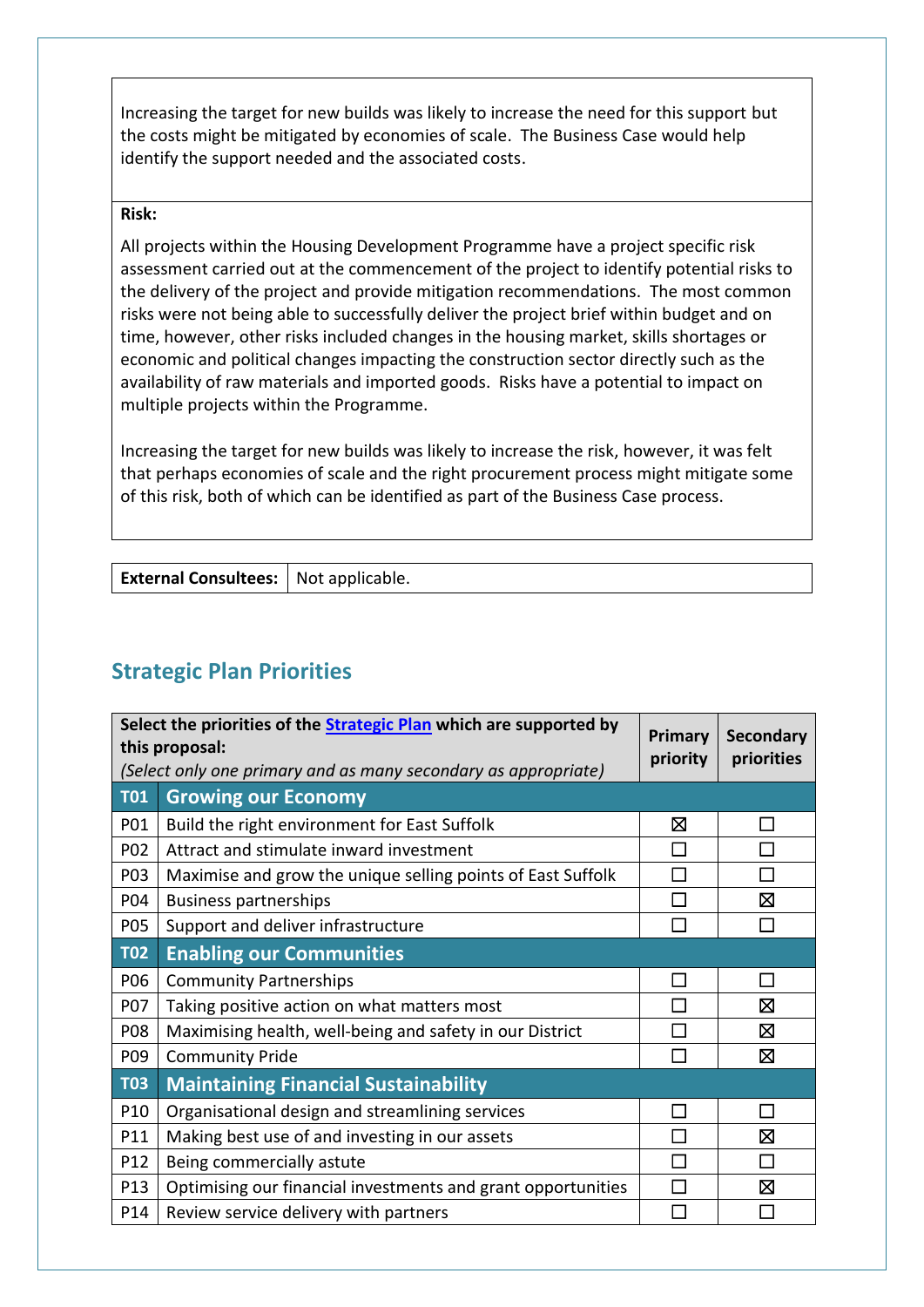Increasing the target for new builds was likely to increase the need for this support but the costs might be mitigated by economies of scale. The Business Case would help identify the support needed and the associated costs.

**Risk:**

All projects within the Housing Development Programme have a project specific risk assessment carried out at the commencement of the project to identify potential risks to the delivery of the project and provide mitigation recommendations. The most common risks were not being able to successfully deliver the project brief within budget and on time, however, other risks included changes in the housing market, skills shortages or economic and political changes impacting the construction sector directly such as the availability of raw materials and imported goods. Risks have a potential to impact on multiple projects within the Programme.

Increasing the target for new builds was likely to increase the risk, however, it was felt that perhaps economies of scale and the right procurement process might mitigate some of this risk, both of which can be identified as part of the Business Case process.

| **External Consultees:** | Not applicable. |
|---|---|

## Strategic Plan Priorities

| **Select the priorities of the Strategic Plan which are supported by this proposal:** *(Select only one primary and as many secondary as appropriate)* | | **Primary priority** | **Secondary priorities** |
|---|---|---|---|
| **T01** | **Growing our Economy** | | |
| P01 | Build the right environment for East Suffolk | ☒ | ☐ |
| P02 | Attract and stimulate inward investment | ☐ | ☐ |
| P03 | Maximise and grow the unique selling points of East Suffolk | ☐ | ☐ |
| P04 | Business partnerships | ☐ | ☒ |
| P05 | Support and deliver infrastructure | ☐ | ☐ |
| **T02** | **Enabling our Communities** | | |
| P06 | Community Partnerships | ☐ | ☐ |
| P07 | Taking positive action on what matters most | ☐ | ☒ |
| P08 | Maximising health, well-being and safety in our District | ☐ | ☒ |
| P09 | Community Pride | ☐ | ☒ |
| **T03** | **Maintaining Financial Sustainability** | | |
| P10 | Organisational design and streamlining services | ☐ | ☐ |
| P11 | Making best use of and investing in our assets | ☐ | ☒ |
| P12 | Being commercially astute | ☐ | ☐ |
| P13 | Optimising our financial investments and grant opportunities | ☐ | ☒ |
| P14 | Review service delivery with partners | ☐ | ☐ |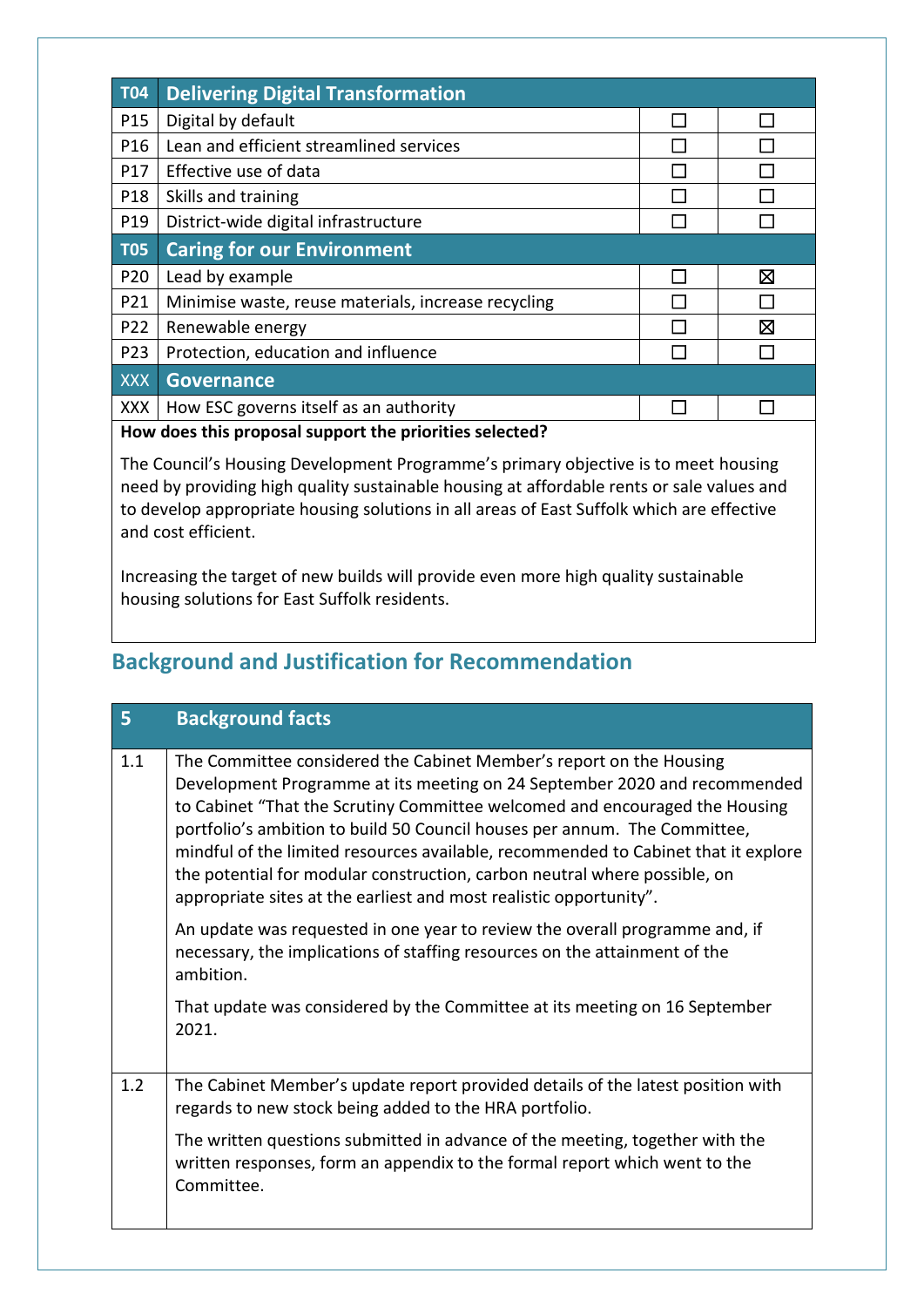| T04 | Delivering Digital Transformation | | |
|---|---|---|---|
| P15 | Digital by default | ☐ | ☐ |
| P16 | Lean and efficient streamlined services | ☐ | ☐ |
| P17 | Effective use of data | ☐ | ☐ |
| P18 | Skills and training | ☐ | ☐ |
| P19 | District-wide digital infrastructure | ☐ | ☐ |
| **T05** | **Caring for our Environment** | | |
| P20 | Lead by example | ☐ | ☒ |
| P21 | Minimise waste, reuse materials, increase recycling | ☐ | ☐ |
| P22 | Renewable energy | ☐ | ☒ |
| P23 | Protection, education and influence | ☐ | ☐ |
| **XXX** | **Governance** | | |
| XXX | How ESC governs itself as an authority | ☐ | ☐ |

**How does this proposal support the priorities selected?**

The Council's Housing Development Programme's primary objective is to meet housing need by providing high quality sustainable housing at affordable rents or sale values and to develop appropriate housing solutions in all areas of East Suffolk which are effective and cost efficient.

Increasing the target of new builds will provide even more high quality sustainable housing solutions for East Suffolk residents.

## Background and Justification for Recommendation

| 5 | Background facts |
|---|---|
| 1.1 | The Committee considered the Cabinet Member's report on the Housing Development Programme at its meeting on 24 September 2020 and recommended to Cabinet "That the Scrutiny Committee welcomed and encouraged the Housing portfolio's ambition to build 50 Council houses per annum. The Committee, mindful of the limited resources available, recommended to Cabinet that it explore the potential for modular construction, carbon neutral where possible, on appropriate sites at the earliest and most realistic opportunity".<br><br>An update was requested in one year to review the overall programme and, if necessary, the implications of staffing resources on the attainment of the ambition.<br><br>That update was considered by the Committee at its meeting on 16 September 2021. |
| 1.2 | The Cabinet Member's update report provided details of the latest position with regards to new stock being added to the HRA portfolio.<br><br>The written questions submitted in advance of the meeting, together with the written responses, form an appendix to the formal report which went to the Committee. |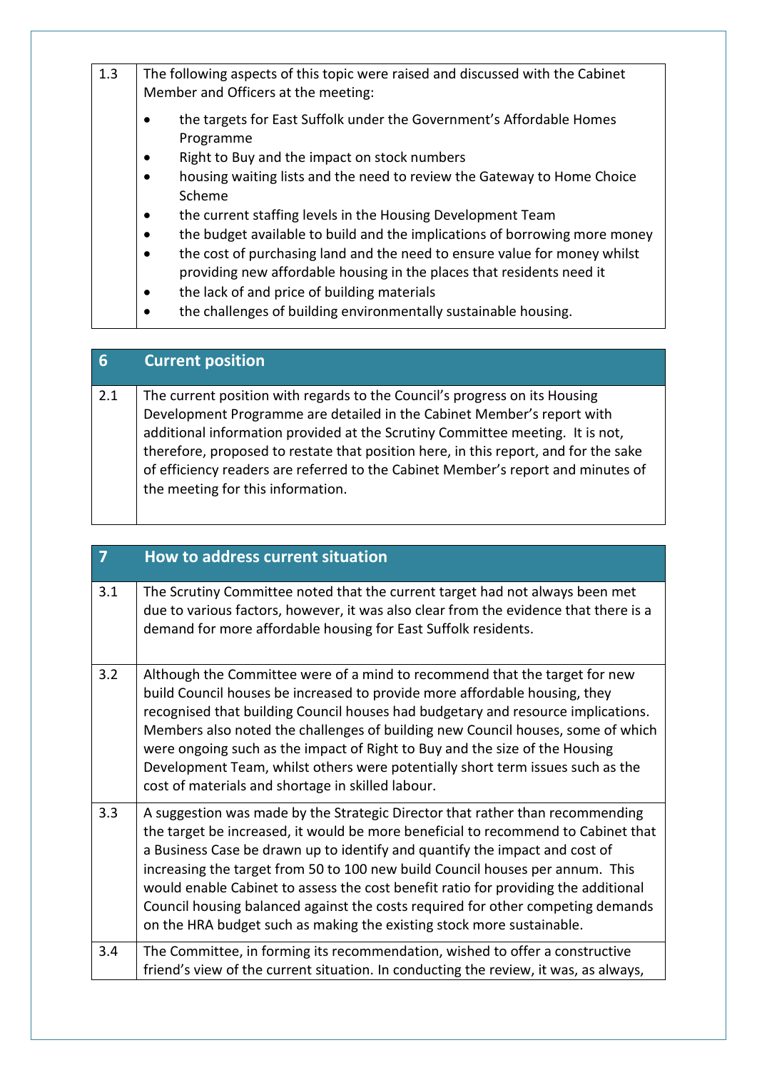| 1.3 | The following aspects of this topic were raised and discussed with the Cabinet Member and Officers at the meeting: |
|---|---|

- the targets for East Suffolk under the Government's Affordable Homes Programme
- Right to Buy and the impact on stock numbers
- housing waiting lists and the need to review the Gateway to Home Choice Scheme
- the current staffing levels in the Housing Development Team
- the budget available to build and the implications of borrowing more money
- the cost of purchasing land and the need to ensure value for money whilst providing new affordable housing in the places that residents need it
- the lack of and price of building materials
- the challenges of building environmentally sustainable housing.

## 6 Current position

**2.1** The current position with regards to the Council's progress on its Housing Development Programme are detailed in the Cabinet Member's report with additional information provided at the Scrutiny Committee meeting. It is not, therefore, proposed to restate that position here, in this report, and for the sake of efficiency readers are referred to the Cabinet Member's report and minutes of the meeting for this information.

## 7 How to address current situation

**3.1** The Scrutiny Committee noted that the current target had not always been met due to various factors, however, it was also clear from the evidence that there is a demand for more affordable housing for East Suffolk residents.

**3.2** Although the Committee were of a mind to recommend that the target for new build Council houses be increased to provide more affordable housing, they recognised that building Council houses had budgetary and resource implications. Members also noted the challenges of building new Council houses, some of which were ongoing such as the impact of Right to Buy and the size of the Housing Development Team, whilst others were potentially short term issues such as the cost of materials and shortage in skilled labour.

**3.3** A suggestion was made by the Strategic Director that rather than recommending the target be increased, it would be more beneficial to recommend to Cabinet that a Business Case be drawn up to identify and quantify the impact and cost of increasing the target from 50 to 100 new build Council houses per annum. This would enable Cabinet to assess the cost benefit ratio for providing the additional Council housing balanced against the costs required for other competing demands on the HRA budget such as making the existing stock more sustainable.

**3.4** The Committee, in forming its recommendation, wished to offer a constructive friend's view of the current situation. In conducting the review, it was, as always,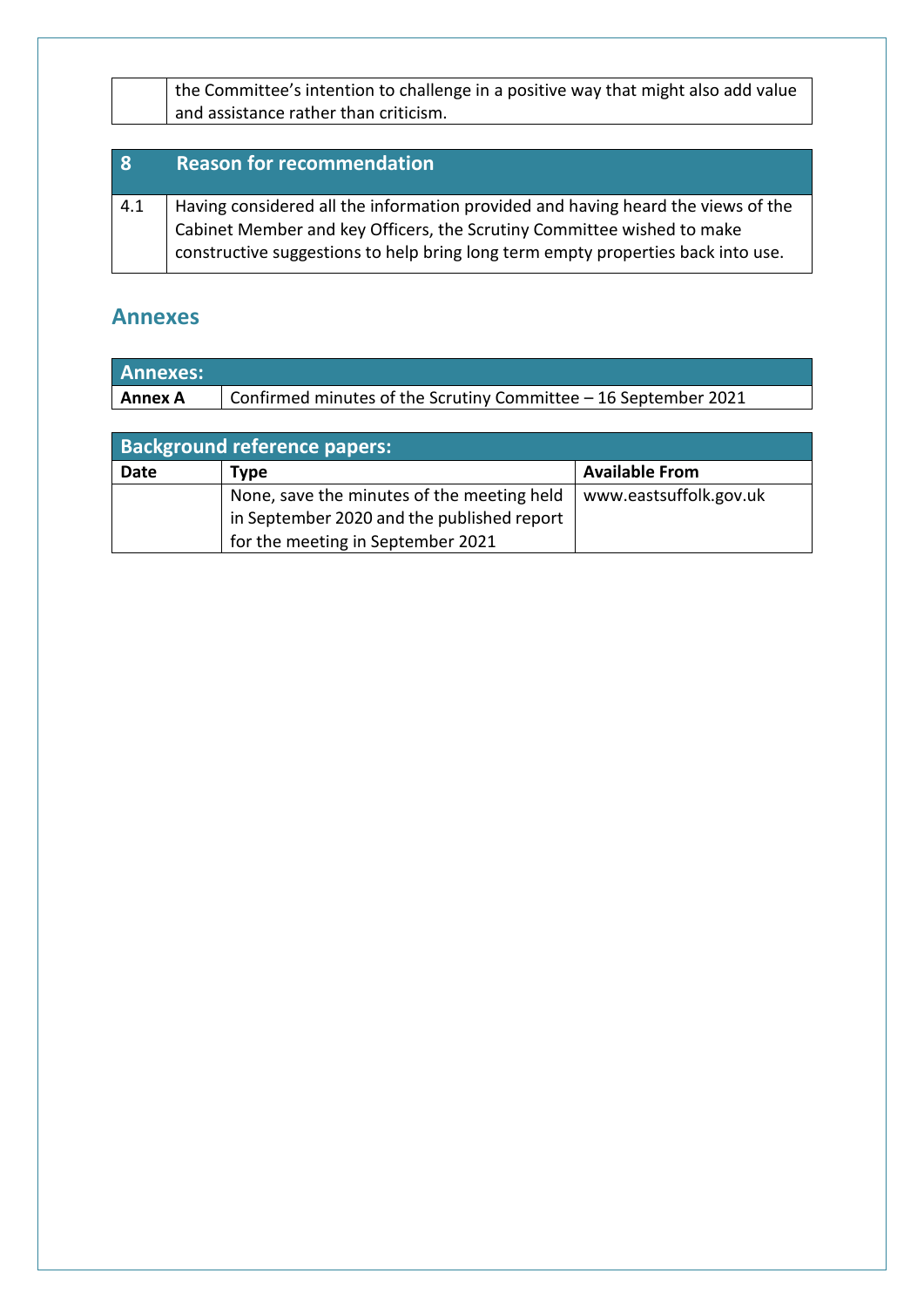| | |
|---|---|
| | the Committee's intention to challenge in a positive way that might also add value and assistance rather than criticism. |

| 8 | Reason for recommendation |
|---|---|
| 4.1 | Having considered all the information provided and having heard the views of the Cabinet Member and key Officers, the Scrutiny Committee wished to make constructive suggestions to help bring long term empty properties back into use. |

## Annexes

| Annexes: | |
|---|---|
| **Annex A** | Confirmed minutes of the Scrutiny Committee – 16 September 2021 |

| Background reference papers: | | |
|---|---|---|
| **Date** | **Type** | **Available From** |
| | None, save the minutes of the meeting held in September 2020 and the published report for the meeting in September 2021 | www.eastsuffolk.gov.uk |